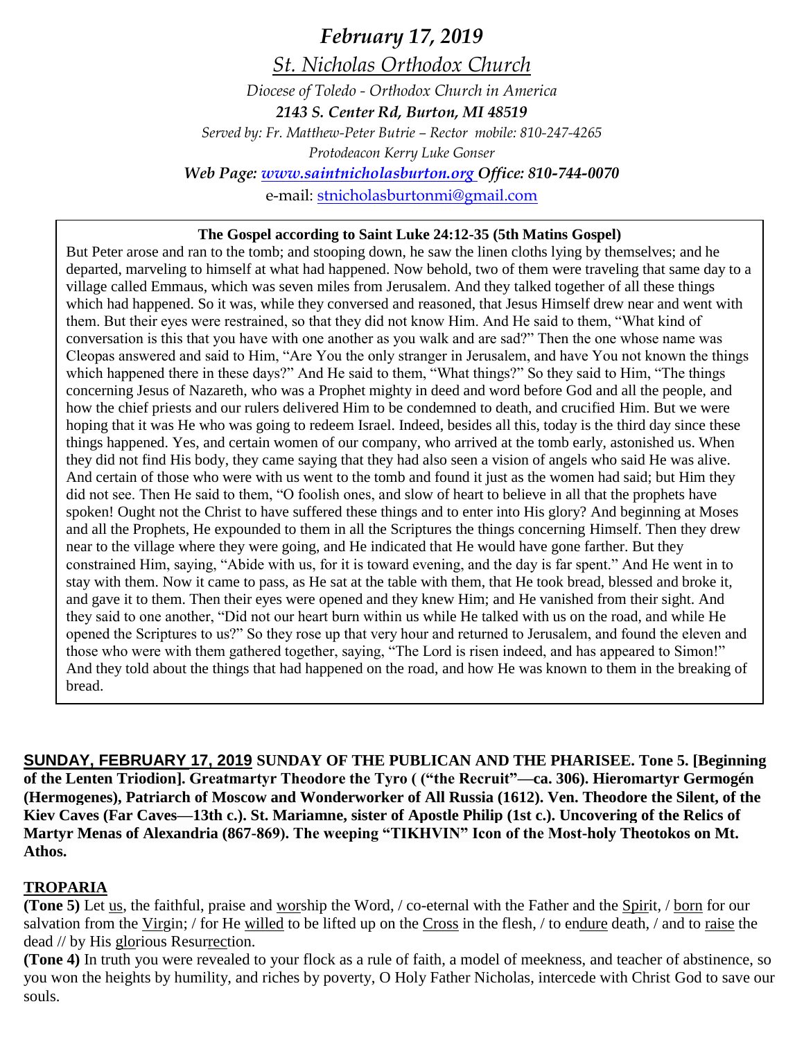# *February 17, 2019*

## *St. Nicholas Orthodox Church*

*Diocese of Toledo - Orthodox Church in America*

***2143 S. Center Rd, Burton, MI 48519***

*Served by: Fr. Matthew-Peter Butrie – Rector mobile: 810-247-4265*

*Protodeacon Kerry Luke Gonser*

***Web Page: [www.saintnicholasburton.org](http://www.saintnicholasburton.org) Office: 810-744-0070***

e-mail: [stnicholasburtonmi@gmail.com](mailto:stnicholasburtonmi@gmail.com)

**The Gospel according to Saint Luke 24:12-35 (5th Matins Gospel)**

But Peter arose and ran to the tomb; and stooping down, he saw the linen cloths lying by themselves; and he departed, marveling to himself at what had happened. Now behold, two of them were traveling that same day to a village called Emmaus, which was seven miles from Jerusalem. And they talked together of all these things which had happened. So it was, while they conversed and reasoned, that Jesus Himself drew near and went with them. But their eyes were restrained, so that they did not know Him. And He said to them, "What kind of conversation is this that you have with one another as you walk and are sad?" Then the one whose name was Cleopas answered and said to Him, "Are You the only stranger in Jerusalem, and have You not known the things which happened there in these days?" And He said to them, "What things?" So they said to Him, "The things concerning Jesus of Nazareth, who was a Prophet mighty in deed and word before God and all the people, and how the chief priests and our rulers delivered Him to be condemned to death, and crucified Him. But we were hoping that it was He who was going to redeem Israel. Indeed, besides all this, today is the third day since these things happened. Yes, and certain women of our company, who arrived at the tomb early, astonished us. When they did not find His body, they came saying that they had also seen a vision of angels who said He was alive. And certain of those who were with us went to the tomb and found it just as the women had said; but Him they did not see. Then He said to them, "O foolish ones, and slow of heart to believe in all that the prophets have spoken! Ought not the Christ to have suffered these things and to enter into His glory? And beginning at Moses and all the Prophets, He expounded to them in all the Scriptures the things concerning Himself. Then they drew near to the village where they were going, and He indicated that He would have gone farther. But they constrained Him, saying, "Abide with us, for it is toward evening, and the day is far spent." And He went in to stay with them. Now it came to pass, as He sat at the table with them, that He took bread, blessed and broke it, and gave it to them. Then their eyes were opened and they knew Him; and He vanished from their sight. And they said to one another, "Did not our heart burn within us while He talked with us on the road, and while He opened the Scriptures to us?" So they rose up that very hour and returned to Jerusalem, and found the eleven and those who were with them gathered together, saying, "The Lord is risen indeed, and has appeared to Simon!" And they told about the things that had happened on the road, and how He was known to them in the breaking of bread.

**SUNDAY, FEBRUARY 17, 2019 SUNDAY OF THE PUBLICAN AND THE PHARISEE. Tone 5. [Beginning of the Lenten Triodion]. Greatmartyr Theodore the Tyro ( ("the Recruit"—ca. 306). Hieromartyr Germogén (Hermogenes), Patriarch of Moscow and Wonderworker of All Russia (1612). Ven. Theodore the Silent, of the Kiev Caves (Far Caves—13th c.). St. Mariamne, sister of Apostle Philip (1st c.). Uncovering of the Relics of Martyr Menas of Alexandria (867-869). The weeping "TIKHVIN" Icon of the Most-holy Theotokos on Mt. Athos.**

**TROPARIA**

**(Tone 5)** Let us, the faithful, praise and worship the Word, / co-eternal with the Father and the Spirit, / born for our salvation from the Virgin; / for He willed to be lifted up on the Cross in the flesh, / to endure death, / and to raise the dead // by His glorious Resurrection.

**(Tone 4)** In truth you were revealed to your flock as a rule of faith, a model of meekness, and teacher of abstinence, so you won the heights by humility, and riches by poverty, O Holy Father Nicholas, intercede with Christ God to save our souls.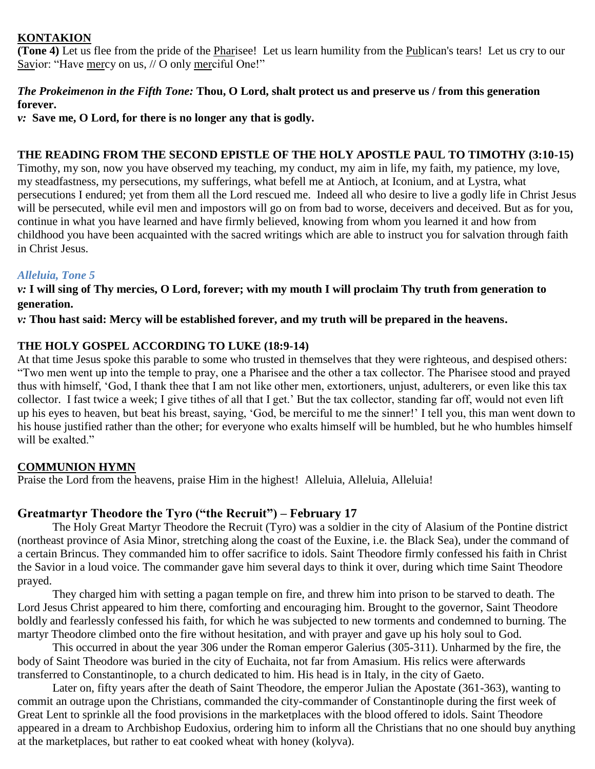## KONTAKION

**(Tone 4)** Let us flee from the pride of the Pharisee! Let us learn humility from the Publican's tears! Let us cry to our Savior: "Have mercy on us, // O only merciful One!"

***The Prokeimenon in the Fifth Tone:*** **Thou, O Lord, shalt protect us and preserve us / from this generation forever.**

***v:*** **Save me, O Lord, for there is no longer any that is godly.**

**THE READING FROM THE SECOND EPISTLE OF THE HOLY APOSTLE PAUL TO TIMOTHY (3:10-15)**

Timothy, my son, now you have observed my teaching, my conduct, my aim in life, my faith, my patience, my love, my steadfastness, my persecutions, my sufferings, what befell me at Antioch, at Iconium, and at Lystra, what persecutions I endured; yet from them all the Lord rescued me. Indeed all who desire to live a godly life in Christ Jesus will be persecuted, while evil men and impostors will go on from bad to worse, deceivers and deceived. But as for you, continue in what you have learned and have firmly believed, knowing from whom you learned it and how from childhood you have been acquainted with the sacred writings which are able to instruct you for salvation through faith in Christ Jesus.

*Alleluia, Tone 5*

***v:*** **I will sing of Thy mercies, O Lord, forever; with my mouth I will proclaim Thy truth from generation to generation.**

***v:*** **Thou hast said: Mercy will be established forever, and my truth will be prepared in the heavens.**

**THE HOLY GOSPEL ACCORDING TO LUKE (18:9-14)**

At that time Jesus spoke this parable to some who trusted in themselves that they were righteous, and despised others: "Two men went up into the temple to pray, one a Pharisee and the other a tax collector. The Pharisee stood and prayed thus with himself, 'God, I thank thee that I am not like other men, extortioners, unjust, adulterers, or even like this tax collector. I fast twice a week; I give tithes of all that I get.' But the tax collector, standing far off, would not even lift up his eyes to heaven, but beat his breast, saying, 'God, be merciful to me the sinner!' I tell you, this man went down to his house justified rather than the other; for everyone who exalts himself will be humbled, but he who humbles himself will be exalted."

## COMMUNION HYMN

Praise the Lord from the heavens, praise Him in the highest! Alleluia, Alleluia, Alleluia!

## Greatmartyr Theodore the Tyro ("the Recruit") – February 17

The Holy Great Martyr Theodore the Recruit (Tyro) was a soldier in the city of Alasium of the Pontine district (northeast province of Asia Minor, stretching along the coast of the Euxine, i.e. the Black Sea), under the command of a certain Brincus. They commanded him to offer sacrifice to idols. Saint Theodore firmly confessed his faith in Christ the Savior in a loud voice. The commander gave him several days to think it over, during which time Saint Theodore prayed.

They charged him with setting a pagan temple on fire, and threw him into prison to be starved to death. The Lord Jesus Christ appeared to him there, comforting and encouraging him. Brought to the governor, Saint Theodore boldly and fearlessly confessed his faith, for which he was subjected to new torments and condemned to burning. The martyr Theodore climbed onto the fire without hesitation, and with prayer and gave up his holy soul to God.

This occurred in about the year 306 under the Roman emperor Galerius (305-311). Unharmed by the fire, the body of Saint Theodore was buried in the city of Euchaita, not far from Amasium. His relics were afterwards transferred to Constantinople, to a church dedicated to him. His head is in Italy, in the city of Gaeto.

Later on, fifty years after the death of Saint Theodore, the emperor Julian the Apostate (361-363), wanting to commit an outrage upon the Christians, commanded the city-commander of Constantinople during the first week of Great Lent to sprinkle all the food provisions in the marketplaces with the blood offered to idols. Saint Theodore appeared in a dream to Archbishop Eudoxius, ordering him to inform all the Christians that no one should buy anything at the marketplaces, but rather to eat cooked wheat with honey (kolyva).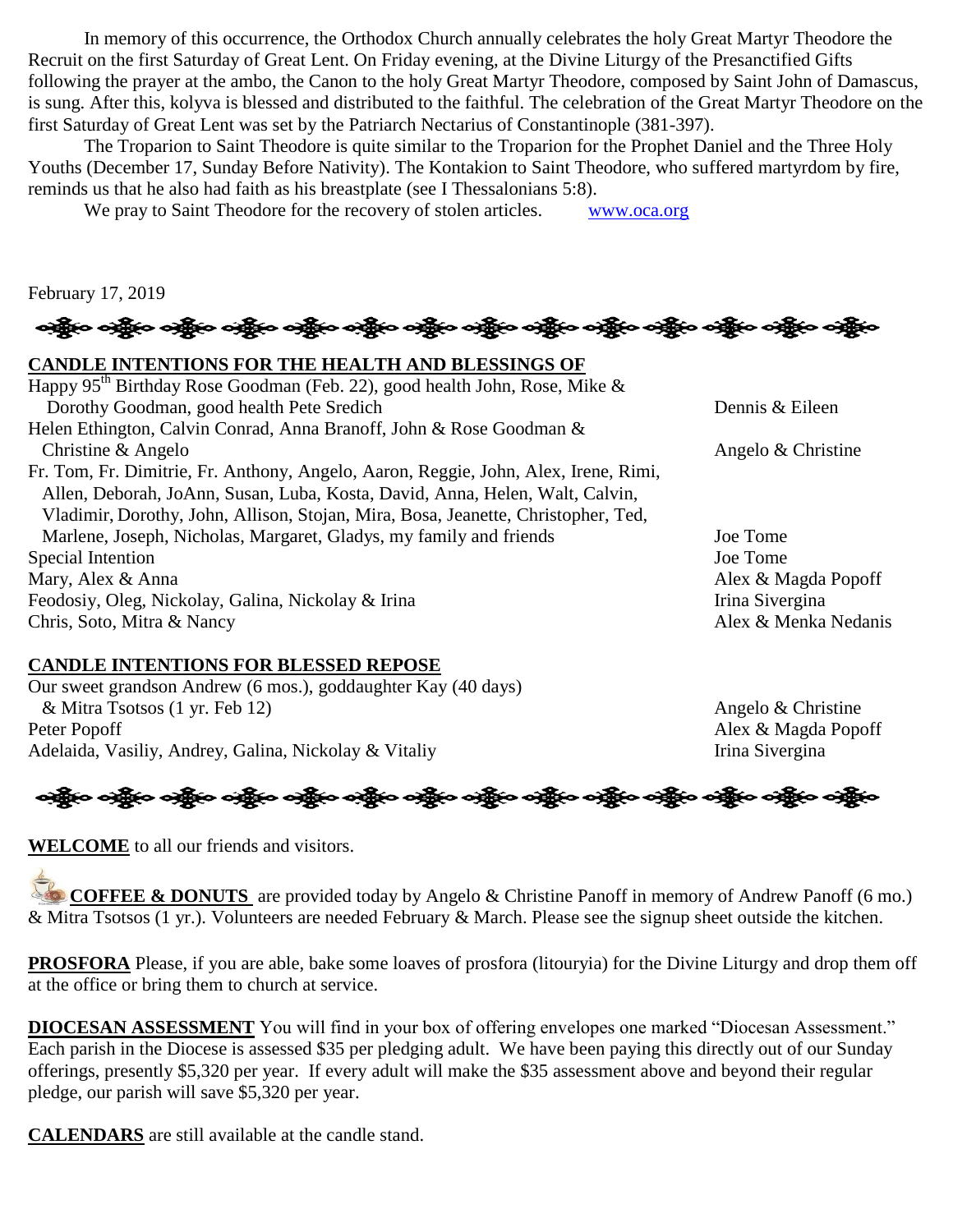In memory of this occurrence, the Orthodox Church annually celebrates the holy Great Martyr Theodore the Recruit on the first Saturday of Great Lent. On Friday evening, at the Divine Liturgy of the Presanctified Gifts following the prayer at the ambo, the Canon to the holy Great Martyr Theodore, composed by Saint John of Damascus, is sung. After this, kolyva is blessed and distributed to the faithful. The celebration of the Great Martyr Theodore on the first Saturday of Great Lent was set by the Patriarch Nectarius of Constantinople (381-397).

The Troparion to Saint Theodore is quite similar to the Troparion for the Prophet Daniel and the Three Holy Youths (December 17, Sunday Before Nativity). The Kontakion to Saint Theodore, who suffered martyrdom by fire, reminds us that he also had faith as his breastplate (see I Thessalonians 5:8).

We pray to Saint Theodore for the recovery of stolen articles. www.oca.org

February 17, 2019

**CANDLE INTENTIONS FOR THE HEALTH AND BLESSINGS OF**

| | |
|---|---|
| Happy 95th Birthday Rose Goodman (Feb. 22), good health John, Rose, Mike & Dorothy Goodman, good health Pete Sredich | Dennis & Eileen |
| Helen Ethington, Calvin Conrad, Anna Branoff, John & Rose Goodman & Christine & Angelo | Angelo & Christine |
| Fr. Tom, Fr. Dimitrie, Fr. Anthony, Angelo, Aaron, Reggie, John, Alex, Irene, Rimi, Allen, Deborah, JoAnn, Susan, Luba, Kosta, David, Anna, Helen, Walt, Calvin, Vladimir, Dorothy, John, Allison, Stojan, Mira, Bosa, Jeanette, Christopher, Ted, Marlene, Joseph, Nicholas, Margaret, Gladys, my family and friends | Joe Tome |
| Special Intention | Joe Tome |
| Mary, Alex & Anna | Alex & Magda Popoff |
| Feodosiy, Oleg, Nickolay, Galina, Nickolay & Irina | Irina Sivergina |
| Chris, Soto, Mitra & Nancy | Alex & Menka Nedanis |

**CANDLE INTENTIONS FOR BLESSED REPOSE**

| | |
|---|---|
| Our sweet grandson Andrew (6 mos.), goddaughter Kay (40 days) & Mitra Tsotsos (1 yr. Feb 12) | Angelo & Christine |
| Peter Popoff | Alex & Magda Popoff |
| Adelaida, Vasiliy, Andrey, Galina, Nickolay & Vitaliy | Irina Sivergina |

**WELCOME** to all our friends and visitors.

**COFFEE & DONUTS** are provided today by Angelo & Christine Panoff in memory of Andrew Panoff (6 mo.) & Mitra Tsotsos (1 yr.). Volunteers are needed February & March. Please see the signup sheet outside the kitchen.

**PROSFORA** Please, if you are able, bake some loaves of prosfora (litouryia) for the Divine Liturgy and drop them off at the office or bring them to church at service.

**DIOCESAN ASSESSMENT** You will find in your box of offering envelopes one marked "Diocesan Assessment." Each parish in the Diocese is assessed $35 per pledging adult. We have been paying this directly out of our Sunday offerings, presently $5,320 per year. If every adult will make the $35 assessment above and beyond their regular pledge, our parish will save $5,320 per year.

**CALENDARS** are still available at the candle stand.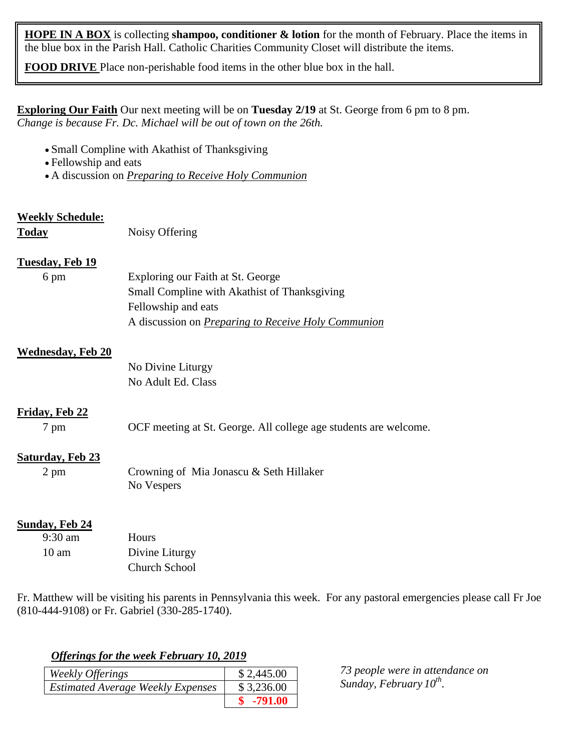**HOPE IN A BOX** is collecting **shampoo, conditioner & lotion** for the month of February. Place the items in the blue box in the Parish Hall. Catholic Charities Community Closet will distribute the items.

**FOOD DRIVE** Place non-perishable food items in the other blue box in the hall.

**Exploring Our Faith** Our next meeting will be on **Tuesday 2/19** at St. George from 6 pm to 8 pm.
*Change is because Fr. Dc. Michael will be out of town on the 26th.*

- Small Compline with Akathist of Thanksgiving
- Fellowship and eats
- A discussion on ***Preparing to Receive Holy Communion***

**Weekly Schedule:**

**Today** Noisy Offering

**Tuesday, Feb 19**

6 pm Exploring our Faith at St. George
Small Compline with Akathist of Thanksgiving
Fellowship and eats
A discussion on *Preparing to Receive Holy Communion*

**Wednesday, Feb 20**

No Divine Liturgy
No Adult Ed. Class

**Friday, Feb 22**

7 pm OCF meeting at St. George. All college age students are welcome.

**Saturday, Feb 23**

2 pm Crowning of Mia Jonascu & Seth Hillaker
No Vespers

**Sunday, Feb 24**

9:30 am Hours
10 am Divine Liturgy
Church School

Fr. Matthew will be visiting his parents in Pennsylvania this week. For any pastoral emergencies please call Fr Joe (810-444-9108) or Fr. Gabriel (330-285-1740).

***Offerings for the week February 10, 2019***

| | |
|---|---|
| *Weekly Offerings* | $ 2,445.00 |
| *Estimated Average Weekly Expenses* | $ 3,236.00 |
| | **$ -791.00** |

*73 people were in attendance on Sunday, February 10th.*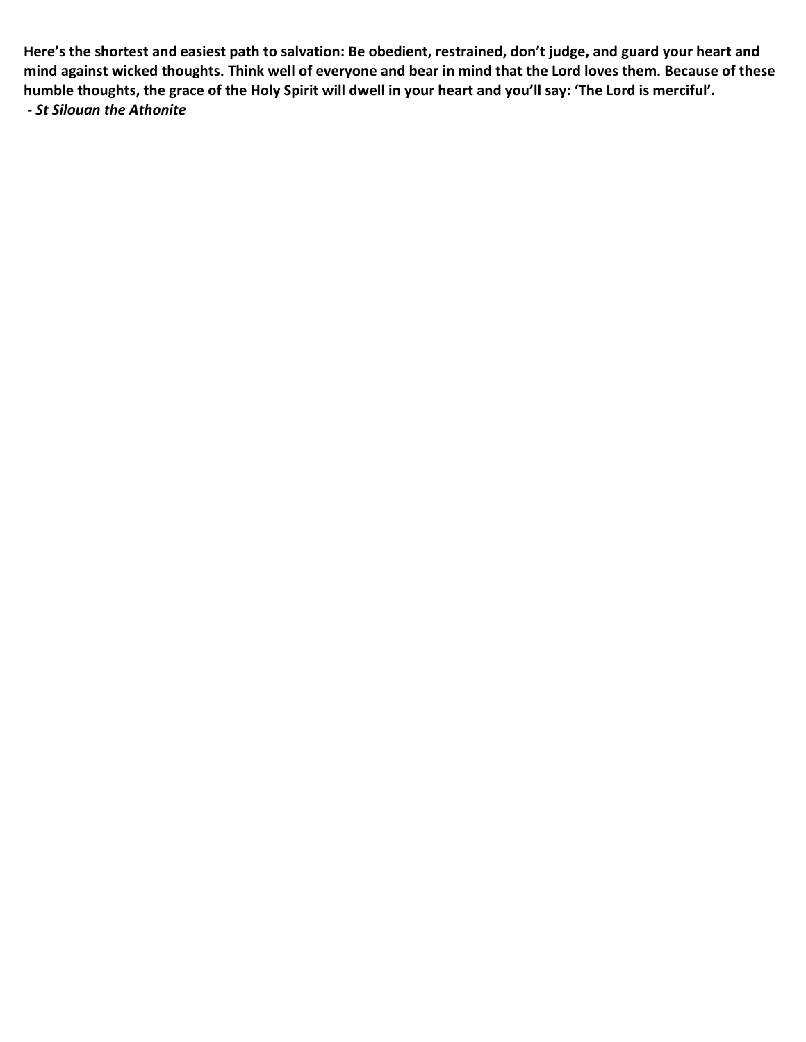**Here's the shortest and easiest path to salvation: Be obedient, restrained, don't judge, and guard your heart and mind against wicked thoughts. Think well of everyone and bear in mind that the Lord loves them. Because of these humble thoughts, the grace of the Holy Spirit will dwell in your heart and you'll say: 'The Lord is merciful'.**

***- St Silouan the Athonite***